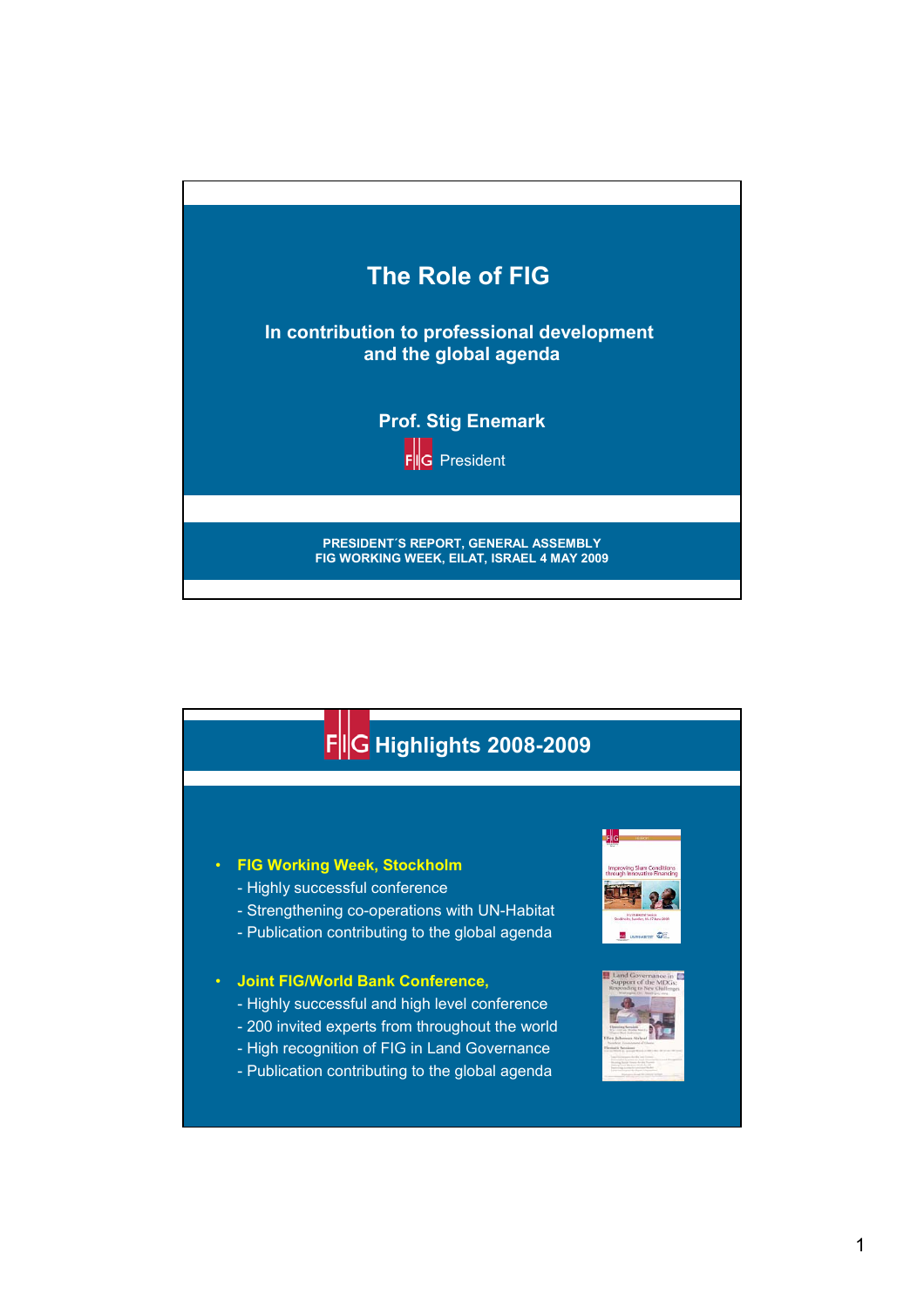# The Role of FIG

## In contribution to professional development and the global agenda

**Prof. Stig Enemark**

FIG President

**PRESIDENT´S REPORT, GENERAL ASSEMBLY**
**FIG WORKING WEEK, EILAT, ISRAEL 4 MAY 2009**

## FIG Highlights 2008-2009

- **FIG Working Week, Stockholm**
  - Highly successful conference
  - Strengthening co-operations with UN-Habitat
  - Publication contributing to the global agenda
- **Joint FIG/World Bank Conference,**
  - Highly successful and high level conference
  - 200 invited experts from throughout the world
  - High recognition of FIG in Land Governance
  - Publication contributing to the global agenda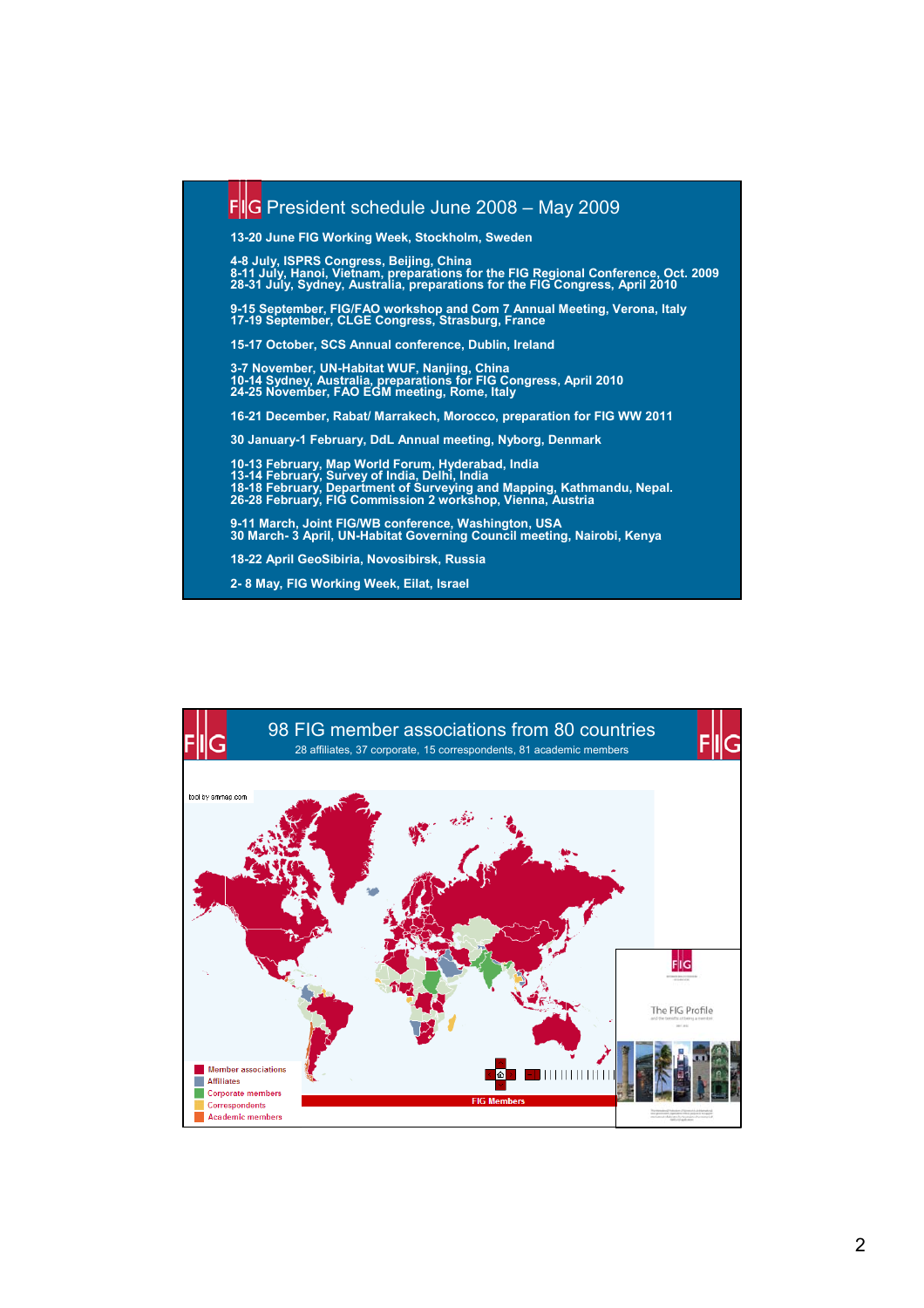# President schedule June 2008 – May 2009

13-20 June FIG Working Week, Stockholm, Sweden

4-8 July, ISPRS Congress, Beijing, China
8-11 July, Hanoi, Vietnam, preparations for the FIG Regional Conference, Oct. 2009
28-31 July, Sydney, Australia, preparations for the FIG Congress, April 2010

9-15 September, FIG/FAO workshop and Com 7 Annual Meeting, Verona, Italy
17-19 September, CLGE Congress, Strasburg, France

15-17 October, SCS Annual conference, Dublin, Ireland

3-7 November, UN-Habitat WUF, Nanjing, China
10-14 Sydney, Australia, preparations for FIG Congress, April 2010
24-25 November, FAO EGM meeting, Rome, Italy

16-21 December, Rabat/ Marrakech, Morocco, preparation for FIG WW 2011

30 January-1 February, DdL Annual meeting, Nyborg, Denmark

10-13 February, Map World Forum, Hyderabad, India
13-14 February, Survey of India, Delhi, India
18-18 February, Department of Surveying and Mapping, Kathmandu, Nepal.
26-28 February, FIG Commission 2 workshop, Vienna, Austria

9-11 March, Joint FIG/WB conference, Washington, USA
30 March- 3 April, UN-Habitat Governing Council meeting, Nairobi, Kenya

18-22 April GeoSibiria, Novosibirsk, Russia

2- 8 May, FIG Working Week, Eilat, Israel

# 98 FIG member associations from 80 countries

28 affiliates, 37 corporate, 15 correspondents, 81 academic members

tool by ammap.com

- Member associations
- Affiliates
- Corporate members
- Correspondents
- Academic members

FIG Members

The FIG Profile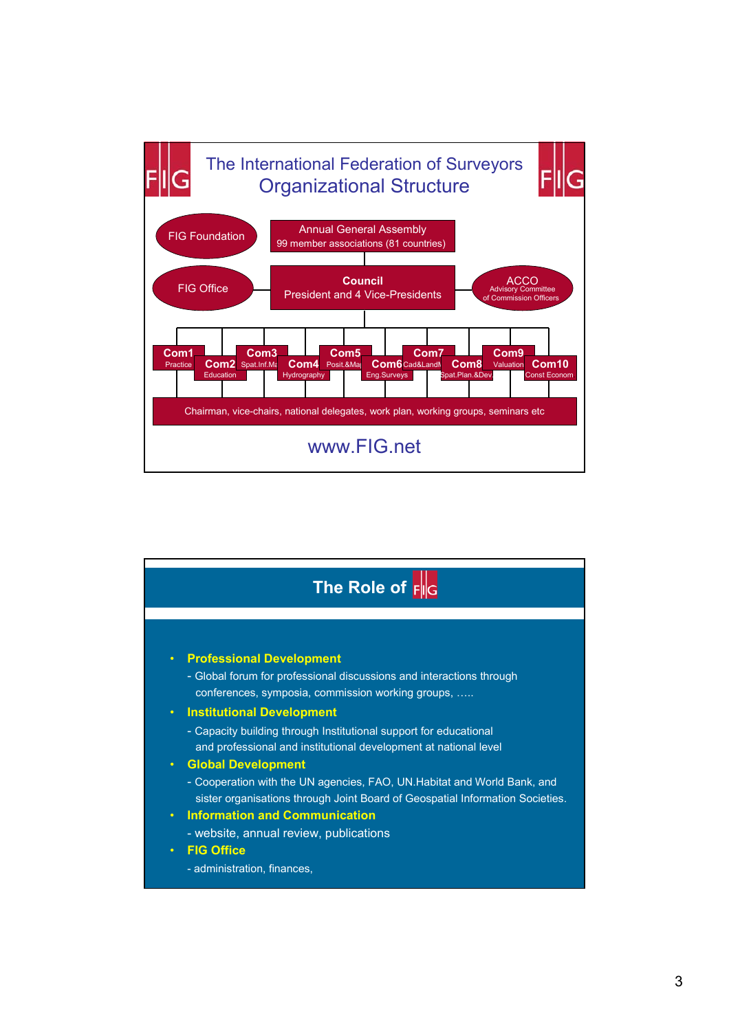# The International Federation of Surveyors Organizational Structure

- FIG Foundation
- Annual General Assembly
  - 99 member associations (81 countries)
- FIG Office
- Council
  - President and 4 Vice-Presidents
- ACCO
  - Advisory Committee of Commission Officers

Commissions:

- Com1 Practice
- Com2 Education
- Com3 Spat.Inf.Ma
- Com4 Hydrography
- Com5 Posit.&Maj
- Com6 Eng.Surveys
- Com7 Cad&LandM
- Com8 Spat.Plan.&Dev.
- Com9 Valuation
- Com10 Const Econom

Chairman, vice-chairs, national delegates, work plan, working groups, seminars etc

www.FIG.net

# The Role of FIG

- **Professional Development**
  - Global forum for professional discussions and interactions through conferences, symposia, commission working groups, …..
- **Institutional Development**
  - Capacity building through Institutional support for educational and professional and institutional development at national level
- **Global Development**
  - Cooperation with the UN agencies, FAO, UN.Habitat and World Bank, and sister organisations through Joint Board of Geospatial Information Societies.
- **Information and Communication**
  - website, annual review, publications
- **FIG Office**
  - administration, finances,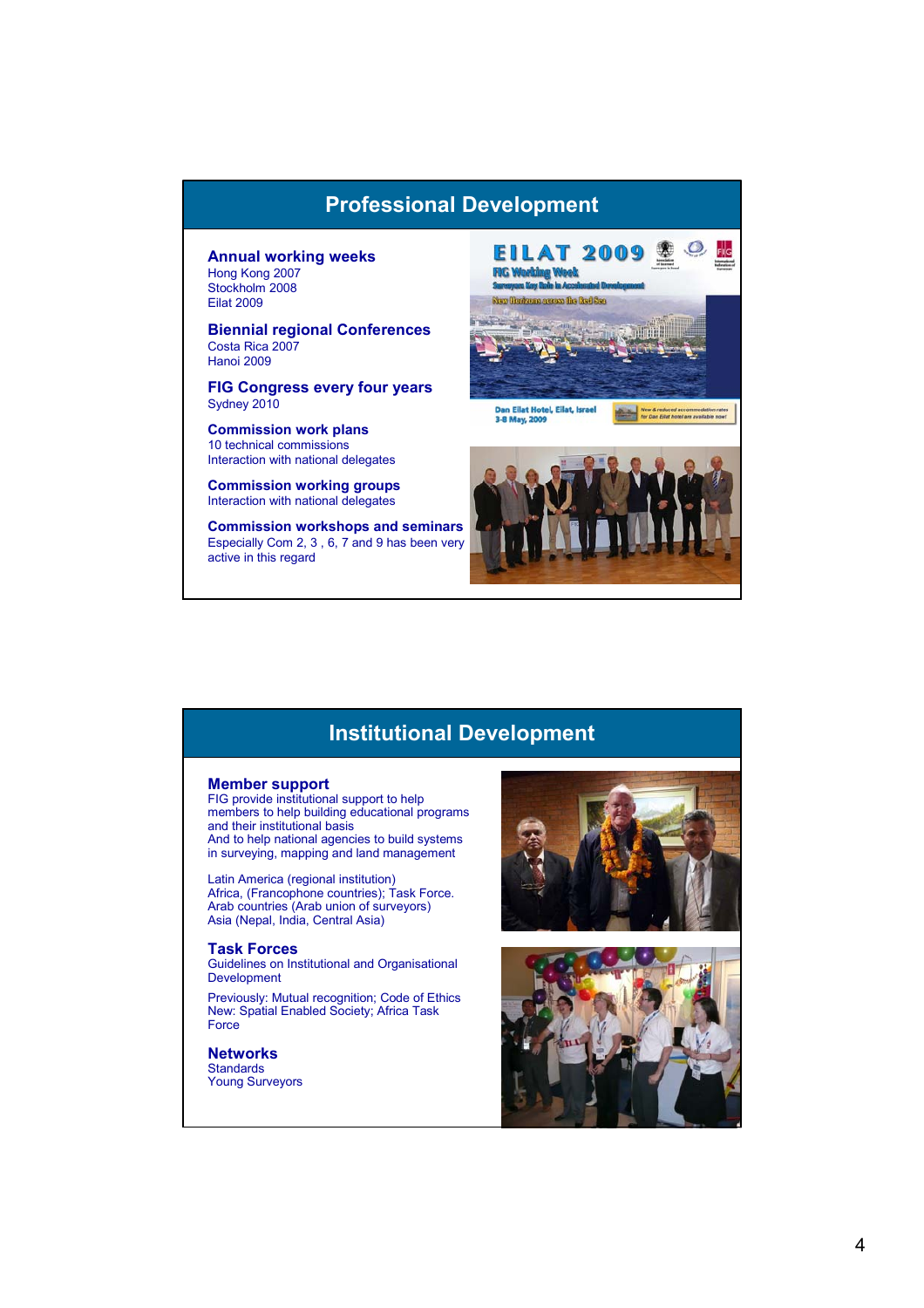## Professional Development

**Annual working weeks**
Hong Kong 2007
Stockholm 2008
Eilat 2009

**Biennial regional Conferences**
Costa Rica 2007
Hanoi 2009

**FIG Congress every four years**
Sydney 2010

**Commission work plans**
10 technical commissions
Interaction with national delegates

**Commission working groups**
Interaction with national delegates

**Commission workshops and seminars**
Especially Com 2, 3 , 6, 7 and 9 has been very active in this regard

## Institutional Development

**Member support**
FIG provide institutional support to help members to help building educational programs and their institutional basis
And to help national agencies to build systems in surveying, mapping and land management

Latin America (regional institution)
Africa, (Francophone countries); Task Force.
Arab countries (Arab union of surveyors)
Asia (Nepal, India, Central Asia)

**Task Forces**
Guidelines on Institutional and Organisational Development

Previously: Mutual recognition; Code of Ethics
New: Spatial Enabled Society; Africa Task Force

**Networks**
Standards
Young Surveyors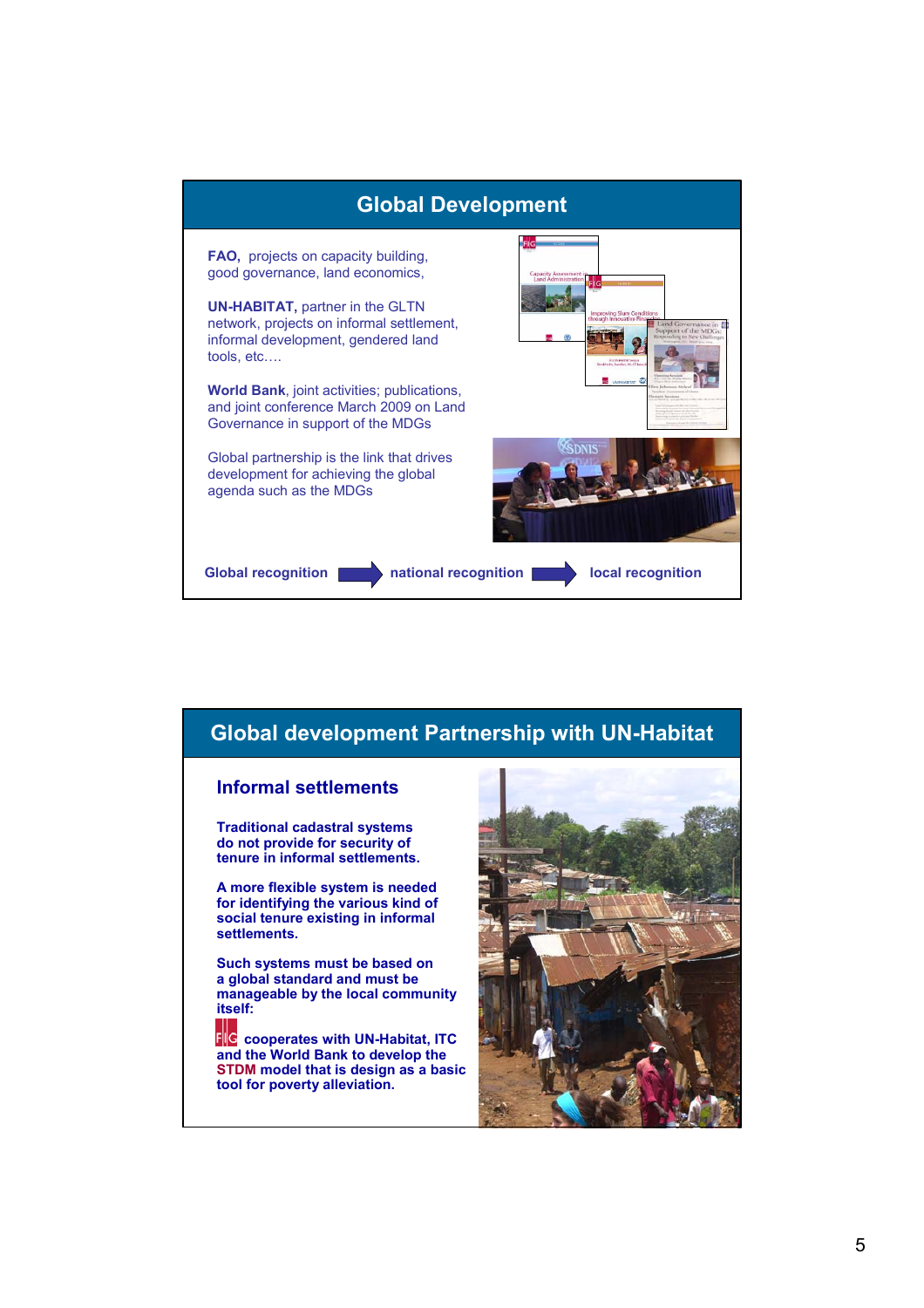## Global Development

**FAO**, projects on capacity building, good governance, land economics,

**UN-HABITAT,** partner in the GLTN network, projects on informal settlement, informal development, gendered land tools, etc….

**World Bank**, joint activities; publications, and joint conference March 2009 on Land Governance in support of the MDGs

Global partnership is the link that drives development for achieving the global agenda such as the MDGs

**Global recognition** → **national recognition** → **local recognition**

## Global development Partnership with UN-Habitat

### Informal settlements

**Traditional cadastral systems do not provide for security of tenure in informal settlements.**

**A more flexible system is needed for identifying the various kind of social tenure existing in informal settlements.**

**Such systems must be based on a global standard and must be manageable by the local community itself:**

**FIG cooperates with UN-Habitat, ITC and the World Bank to develop the STDM model that is design as a basic tool for poverty alleviation.**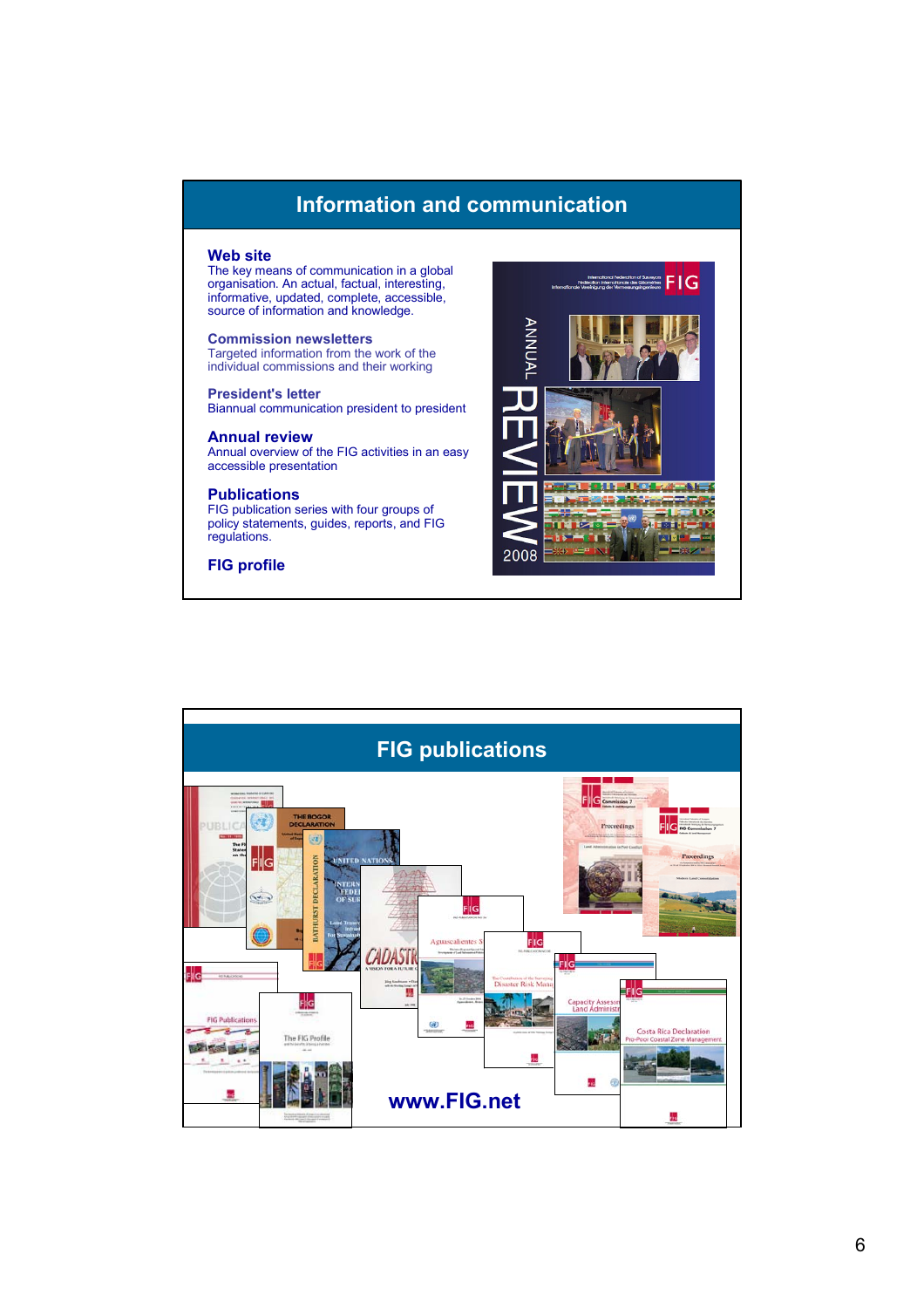# Information and communication

### Web site
The key means of communication in a global organisation. An actual, factual, interesting, informative, updated, complete, accessible, source of information and knowledge.

### Commission newsletters
Targeted information from the work of the individual commissions and their working

### President's letter
Biannual communication president to president

### Annual review
Annual overview of the FIG activities in an easy accessible presentation

### Publications
FIG publication series with four groups of policy statements, guides, reports, and FIG regulations.

### FIG profile

# FIG publications

www.FIG.net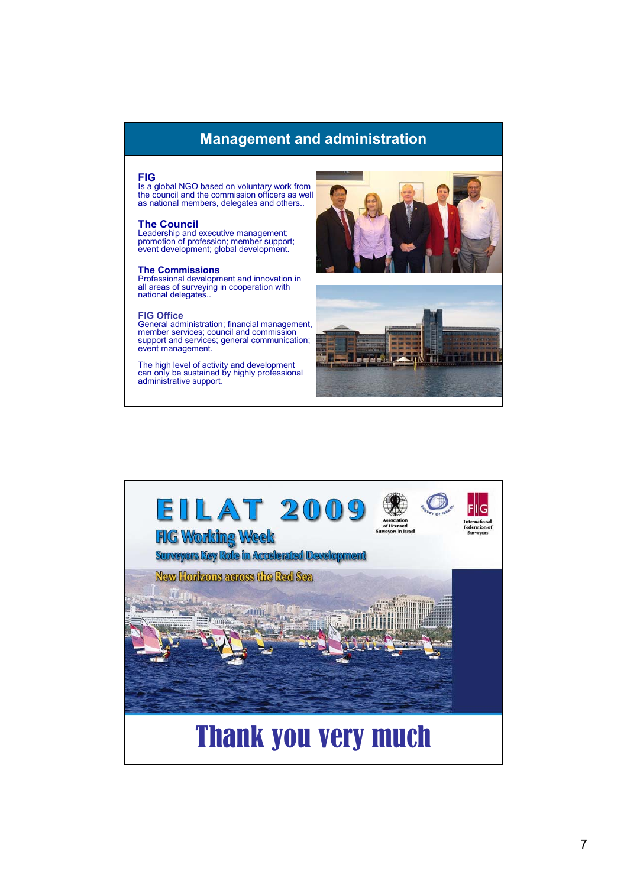## Management and administration

**FIG**
Is a global NGO based on voluntary work from the council and the commission officers as well as national members, delegates and others..

**The Council**
Leadership and executive management; promotion of profession; member support; event development; global development.

**The Commissions**
Professional development and innovation in all areas of surveying in cooperation with national delegates..

**FIG Office**
General administration; financial management, member services; council and commission support and services; general communication; event management.

The high level of activity and development can only be sustained by highly professional administrative support.

---

# EILAT 2009

## FIG Working Week

Surveyors Key Role in Accelerated Development

New Horizons across the Red Sea

Association of Licensed Surveyors in Israel

Survey of Israel

FIG International Federation of Surveyors

# Thank you very much